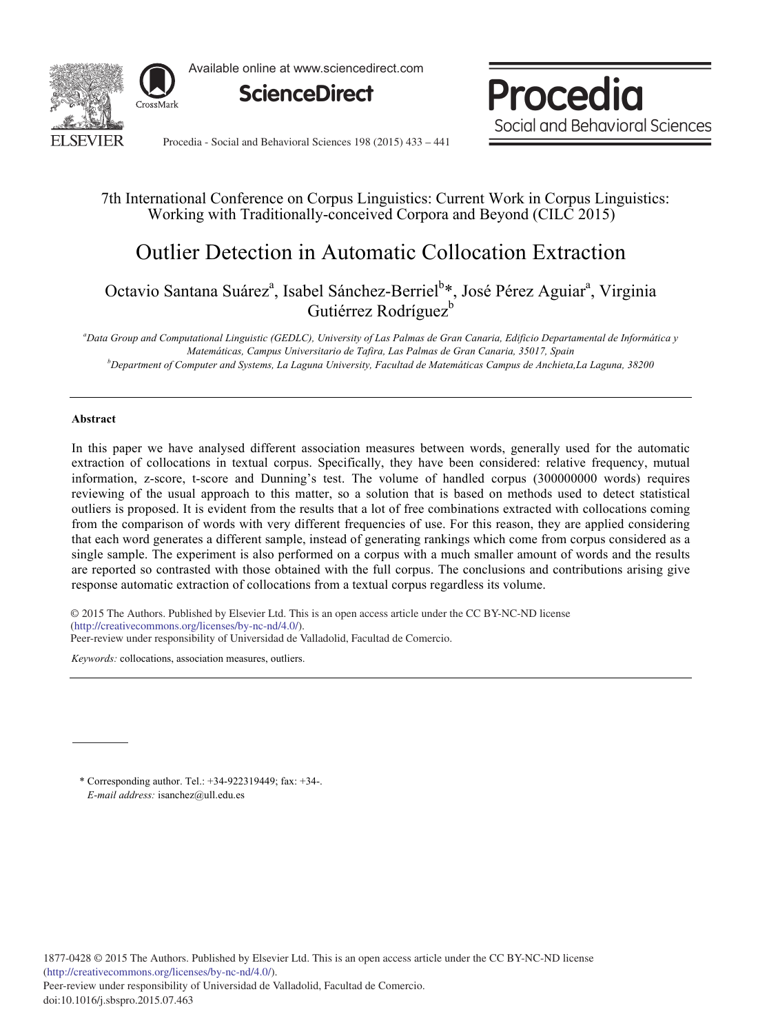7th International Conference on Corpus Linguistics: Current Work in Corpus Linguistics: Working with Traditionally-conceived Corpora and Beyond (CILC 2015)

# Outlier Detection in Automatic Collocation Extraction

Octavio Santana Suárez[a], Isabel Sánchez-Berriel[b]*, José Pérez Aguiar[a], Virginia Gutiérrez Rodríguez[b]

[a]*Data Group and Computational Linguistic (GEDLC), University of Las Palmas de Gran Canaria, Edificio Departamental de Informática y Matemáticas, Campus Universitario de Tafira, Las Palmas de Gran Canaria, 35017, Spain*

[b]*Department of Computer and Systems, La Laguna University, Facultad de Matemáticas Campus de Anchieta,La Laguna, 38200*

---

**Abstract**

In this paper we have analysed different association measures between words, generally used for the automatic extraction of collocations in textual corpus. Specifically, they have been considered: relative frequency, mutual information, z-score, t-score and Dunning's test. The volume of handled corpus (300000000 words) requires reviewing of the usual approach to this matter, so a solution that is based on methods used to detect statistical outliers is proposed. It is evident from the results that a lot of free combinations extracted with collocations coming from the comparison of words with very different frequencies of use. For this reason, they are applied considering that each word generates a different sample, instead of generating rankings which come from corpus considered as a single sample. The experiment is also performed on a corpus with a much smaller amount of words and the results are reported so contrasted with those obtained with the full corpus. The conclusions and contributions arising give response automatic extraction of collocations from a textual corpus regardless its volume.

© 2015 The Authors. Published by Elsevier Ltd. This is an open access article under the CC BY-NC-ND license (http://creativecommons.org/licenses/by-nc-nd/4.0/).
Peer-review under responsibility of Universidad de Valladolid, Facultad de Comercio.

*Keywords:* collocations, association measures, outliers.

---

\* Corresponding author. Tel.: +34-922319449; fax: +34-.
*E-mail address:* isanchez@ull.edu.es

1877-0428 © 2015 The Authors. Published by Elsevier Ltd. This is an open access article under the CC BY-NC-ND license (http://creativecommons.org/licenses/by-nc-nd/4.0/).
Peer-review under responsibility of Universidad de Valladolid, Facultad de Comercio.
doi:10.1016/j.sbspro.2015.07.463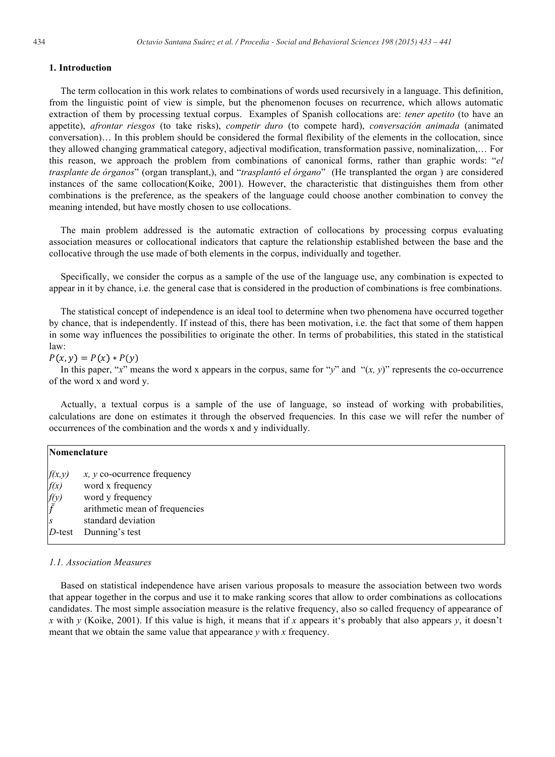## 1. Introduction

The term collocation in this work relates to combinations of words used recursively in a language. This definition, from the linguistic point of view is simple, but the phenomenon focuses on recurrence, which allows automatic extraction of them by processing textual corpus. Examples of Spanish collocations are: *tener apetito* (to have an appetite), *afrontar riesgos* (to take risks), *competir duro* (to compete hard), *conversación animada* (animated conversation)… In this problem should be considered the formal flexibility of the elements in the collocation, since they allowed changing grammatical category, adjectival modification, transformation passive, nominalization,… For this reason, we approach the problem from combinations of canonical forms, rather than graphic words: "*el trasplante de órganos*" (organ transplant,), and "*trasplantó el órgano*" (He transplanted the organ ) are considered instances of the same collocation(Koike, 2001). However, the characteristic that distinguishes them from other combinations is the preference, as the speakers of the language could choose another combination to convey the meaning intended, but have mostly chosen to use collocations.

The main problem addressed is the automatic extraction of collocations by processing corpus evaluating association measures or collocational indicators that capture the relationship established between the base and the collocative through the use made of both elements in the corpus, individually and together.

Specifically, we consider the corpus as a sample of the use of the language use, any combination is expected to appear in it by chance, i.e. the general case that is considered in the production of combinations is free combinations.

The statistical concept of independence is an ideal tool to determine when two phenomena have occurred together by chance, that is independently. If instead of this, there has been motivation, i.e. the fact that some of them happen in some way influences the possibilities to originate the other. In terms of probabilities, this stated in the statistical law:

$$P(x, y) = P(x) * P(y)$$

In this paper, "*x*" means the word x appears in the corpus, same for "*y*" and "(*x, y*)" represents the co-occurrence of the word x and word y.

Actually, a textual corpus is a sample of the use of language, so instead of working with probabilities, calculations are done on estimates it through the observed frequencies. In this case we will refer the number of occurrences of the combination and the words x and y individually.

**Nomenclature**

| | |
|---|---|
| $f(x,y)$ | *x, y* co-ocurrence frequency |
| $f(x)$ | word x frequency |
| $f(y)$ | word y frequency |
| $\bar{f}$ | arithmetic mean of frequencies |
| $s$ | standard deviation |
| *D*-test | Dunning's test |

### 1.1. Association Measures

Based on statistical independence have arisen various proposals to measure the association between two words that appear together in the corpus and use it to make ranking scores that allow to order combinations as collocations candidates. The most simple association measure is the relative frequency, also so called frequency of appearance of *x* with *y* (Koike, 2001). If this value is high, it means that if *x* appears it's probably that also appears *y*, it doesn't meant that we obtain the same value that appearance *y* with *x* frequency.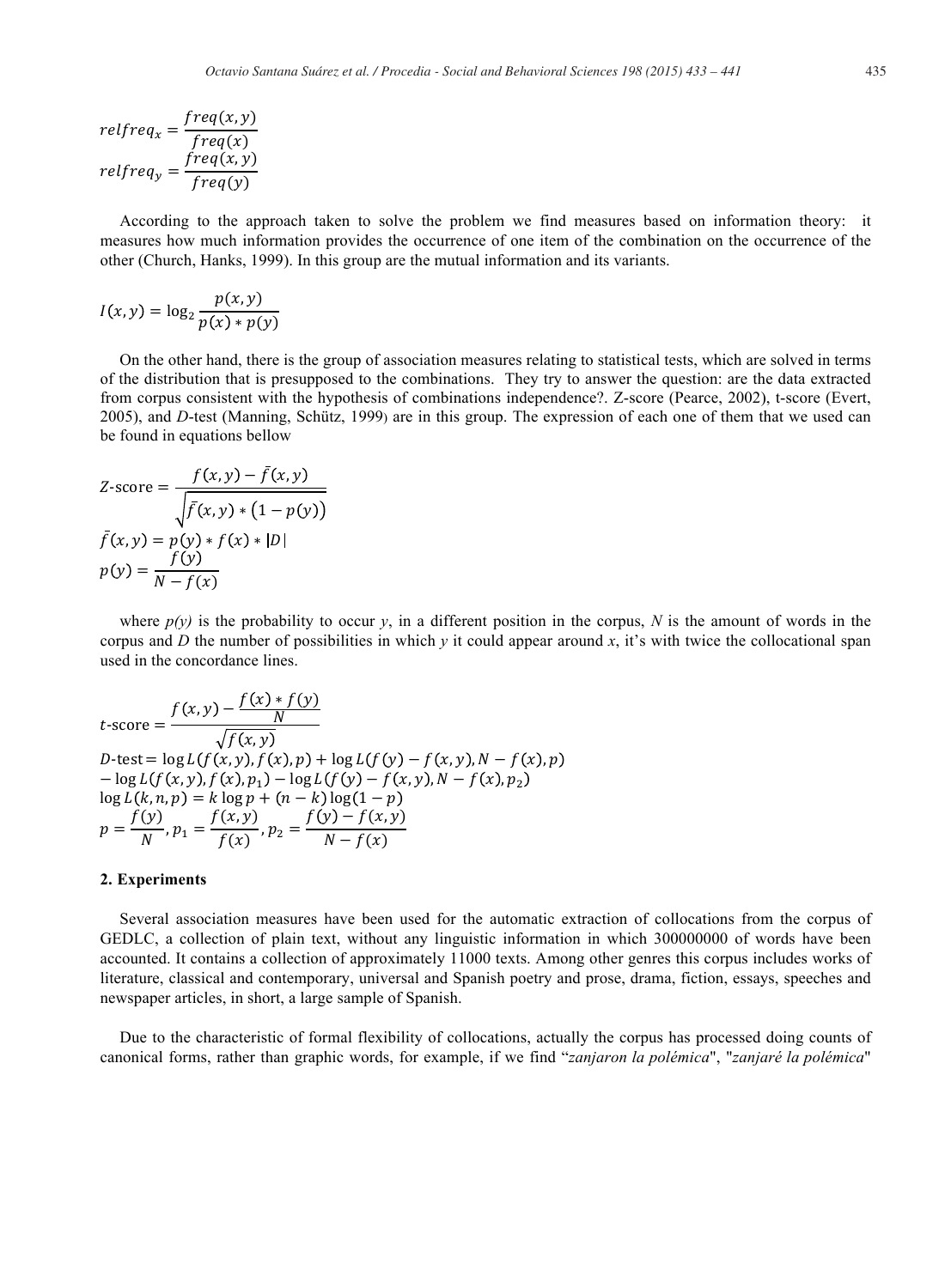$$relfreq_x = \frac{freq(x,y)}{freq(x)}$$
$$relfreq_y = \frac{freq(x,y)}{freq(y)}$$

According to the approach taken to solve the problem we find measures based on information theory: it measures how much information provides the occurrence of one item of the combination on the occurrence of the other (Church, Hanks, 1999). In this group are the mutual information and its variants.

$$I(x,y) = \log_2 \frac{p(x,y)}{p(x) * p(y)}$$

On the other hand, there is the group of association measures relating to statistical tests, which are solved in terms of the distribution that is presupposed to the combinations. They try to answer the question: are the data extracted from corpus consistent with the hypothesis of combinations independence?. Z-score (Pearce, 2002), t-score (Evert, 2005), and *D*-test (Manning, Schütz, 1999) are in this group. The expression of each one of them that we used can be found in equations bellow

$$Z\text{-score} = \frac{f(x,y) - \bar{f}(x,y)}{\sqrt{\bar{f}(x,y) * (1 - p(y))}}$$
$$\bar{f}(x,y) = p(y) * f(x) * |D|$$
$$p(y) = \frac{f(y)}{N - f(x)}$$

where *p(y)* is the probability to occur *y*, in a different position in the corpus, *N* is the amount of words in the corpus and *D* the number of possibilities in which *y* it could appear around *x*, it's with twice the collocational span used in the concordance lines.

$$t\text{-score} = \frac{f(x,y) - \frac{f(x) * f(y)}{N}}{\sqrt{f(x,y)}}$$
$$D\text{-test} = \log L(f(x,y), f(x), p) + \log L(f(y) - f(x,y), N - f(x), p)$$
$$- \log L(f(x,y), f(x), p_1) - \log L(f(y) - f(x,y), N - f(x), p_2)$$
$$\log L(k,n,p) = k \log p + (n-k) \log(1-p)$$
$$p = \frac{f(y)}{N}, p_1 = \frac{f(x,y)}{f(x)}, p_2 = \frac{f(y) - f(x,y)}{N - f(x)}$$

## 2. Experiments

Several association measures have been used for the automatic extraction of collocations from the corpus of GEDLC, a collection of plain text, without any linguistic information in which 300000000 of words have been accounted. It contains a collection of approximately 11000 texts. Among other genres this corpus includes works of literature, classical and contemporary, universal and Spanish poetry and prose, drama, fiction, essays, speeches and newspaper articles, in short, a large sample of Spanish.

Due to the characteristic of formal flexibility of collocations, actually the corpus has processed doing counts of canonical forms, rather than graphic words, for example, if we find "*zanjaron la polémica*", "*zanjaré la polémica*"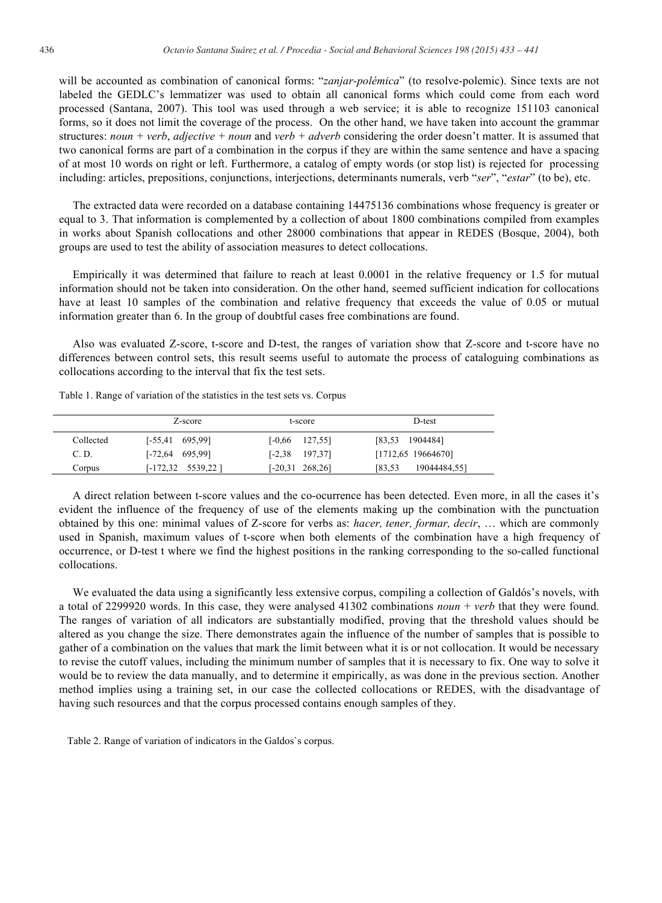will be accounted as combination of canonical forms: "*zanjar-polémica*" (to resolve-polemic). Since texts are not labeled the GEDLC's lemmatizer was used to obtain all canonical forms which could come from each word processed (Santana, 2007). This tool was used through a web service; it is able to recognize 151103 canonical forms, so it does not limit the coverage of the process. On the other hand, we have taken into account the grammar structures: *noun + verb*, *adjective + noun* and *verb + adverb* considering the order doesn't matter. It is assumed that two canonical forms are part of a combination in the corpus if they are within the same sentence and have a spacing of at most 10 words on right or left. Furthermore, a catalog of empty words (or stop list) is rejected for processing including: articles, prepositions, conjunctions, interjections, determinants numerals, verb "*ser*", "*estar*" (to be), etc.

The extracted data were recorded on a database containing 14475136 combinations whose frequency is greater or equal to 3. That information is complemented by a collection of about 1800 combinations compiled from examples in works about Spanish collocations and other 28000 combinations that appear in REDES (Bosque, 2004), both groups are used to test the ability of association measures to detect collocations.

Empirically it was determined that failure to reach at least 0.0001 in the relative frequency or 1.5 for mutual information should not be taken into consideration. On the other hand, seemed sufficient indication for collocations have at least 10 samples of the combination and relative frequency that exceeds the value of 0.05 or mutual information greater than 6. In the group of doubtful cases free combinations are found.

Also was evaluated Z-score, t-score and D-test, the ranges of variation show that Z-score and t-score have no differences between control sets, this result seems useful to automate the process of cataloguing combinations as collocations according to the interval that fix the test sets.

Table 1. Range of variation of the statistics in the test sets vs. Corpus

| | Z-score | t-score | D-test |
|---|---|---|---|
| Collected | [-55,41 695,99] | [-0,66 127,55] | [83,53 1904484] |
| C. D. | [-72,64 695,99] | [-2,38 197,37] | [1712,65 19664670] |
| Corpus | [-172,32 5539,22 ] | [-20,31 268,26] | [83,53 19044484,55] |

A direct relation between t-score values and the co-ocurrence has been detected. Even more, in all the cases it's evident the influence of the frequency of use of the elements making up the combination with the punctuation obtained by this one: minimal values of Z-score for verbs as: *hacer, tener, formar, decir*, … which are commonly used in Spanish, maximum values of t-score when both elements of the combination have a high frequency of occurrence, or D-test t where we find the highest positions in the ranking corresponding to the so-called functional collocations.

We evaluated the data using a significantly less extensive corpus, compiling a collection of Galdós's novels, with a total of 2299920 words. In this case, they were analysed 41302 combinations *noun + verb* that they were found. The ranges of variation of all indicators are substantially modified, proving that the threshold values should be altered as you change the size. There demonstrates again the influence of the number of samples that is possible to gather of a combination on the values that mark the limit between what it is or not collocation. It would be necessary to revise the cutoff values, including the minimum number of samples that it is necessary to fix. One way to solve it would be to review the data manually, and to determine it empirically, as was done in the previous section. Another method implies using a training set, in our case the collected collocations or REDES, with the disadvantage of having such resources and that the corpus processed contains enough samples of they.

Table 2. Range of variation of indicators in the Galdos`s corpus.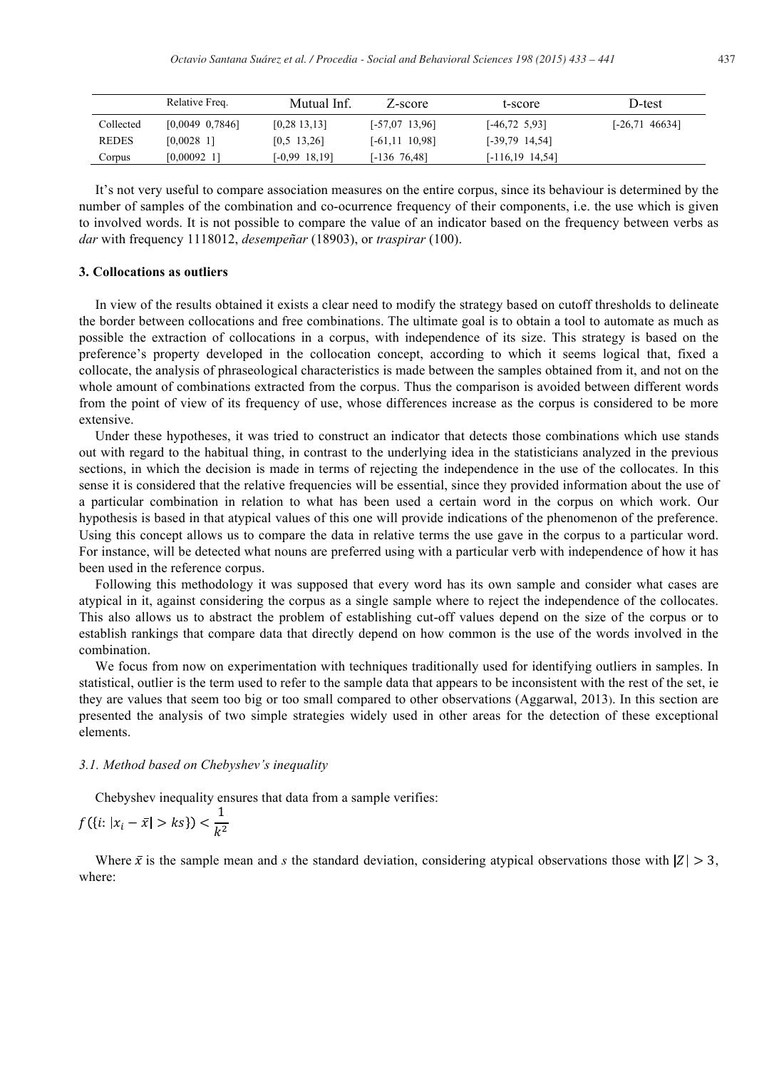| | Relative Freq. | Mutual Inf. | Z-score | t-score | D-test |
|---|---|---|---|---|---|
| Collected | [0,0049 0,7846] | [0,28 13,13] | [-57,07 13,96] | [-46,72 5,93] | [-26,71 46634] |
| REDES | [0,0028 1] | [0,5 13,26] | [-61,11 10,98] | [-39,79 14,54] | |
| Corpus | [0,00092 1] | [-0,99 18,19] | [-136 76,48] | [-116,19 14,54] | |

It's not very useful to compare association measures on the entire corpus, since its behaviour is determined by the number of samples of the combination and co-ocurrence frequency of their components, i.e. the use which is given to involved words. It is not possible to compare the value of an indicator based on the frequency between verbs as *dar* with frequency 1118012, *desempeñar* (18903), or *traspirar* (100).

### 3. Collocations as outliers

In view of the results obtained it exists a clear need to modify the strategy based on cutoff thresholds to delineate the border between collocations and free combinations. The ultimate goal is to obtain a tool to automate as much as possible the extraction of collocations in a corpus, with independence of its size. This strategy is based on the preference's property developed in the collocation concept, according to which it seems logical that, fixed a collocate, the analysis of phraseological characteristics is made between the samples obtained from it, and not on the whole amount of combinations extracted from the corpus. Thus the comparison is avoided between different words from the point of view of its frequency of use, whose differences increase as the corpus is considered to be more extensive.

Under these hypotheses, it was tried to construct an indicator that detects those combinations which use stands out with regard to the habitual thing, in contrast to the underlying idea in the statisticians analyzed in the previous sections, in which the decision is made in terms of rejecting the independence in the use of the collocates. In this sense it is considered that the relative frequencies will be essential, since they provided information about the use of a particular combination in relation to what has been used a certain word in the corpus on which work. Our hypothesis is based in that atypical values of this one will provide indications of the phenomenon of the preference. Using this concept allows us to compare the data in relative terms the use gave in the corpus to a particular word. For instance, will be detected what nouns are preferred using with a particular verb with independence of how it has been used in the reference corpus.

Following this methodology it was supposed that every word has its own sample and consider what cases are atypical in it, against considering the corpus as a single sample where to reject the independence of the collocates. This also allows us to abstract the problem of establishing cut-off values depend on the size of the corpus or to establish rankings that compare data that directly depend on how common is the use of the words involved in the combination.

We focus from now on experimentation with techniques traditionally used for identifying outliers in samples. In statistical, outlier is the term used to refer to the sample data that appears to be inconsistent with the rest of the set, ie they are values that seem too big or too small compared to other observations (Aggarwal, 2013). In this section are presented the analysis of two simple strategies widely used in other areas for the detection of these exceptional elements.

#### *3.1. Method based on Chebyshev's inequality*

Chebyshev inequality ensures that data from a sample verifies:

$$f(\{i: |x_i - \bar{x}| > ks\}) < \frac{1}{k^2}$$

Where $\bar{x}$ is the sample mean and $s$ the standard deviation, considering atypical observations those with $|Z| > 3$, where: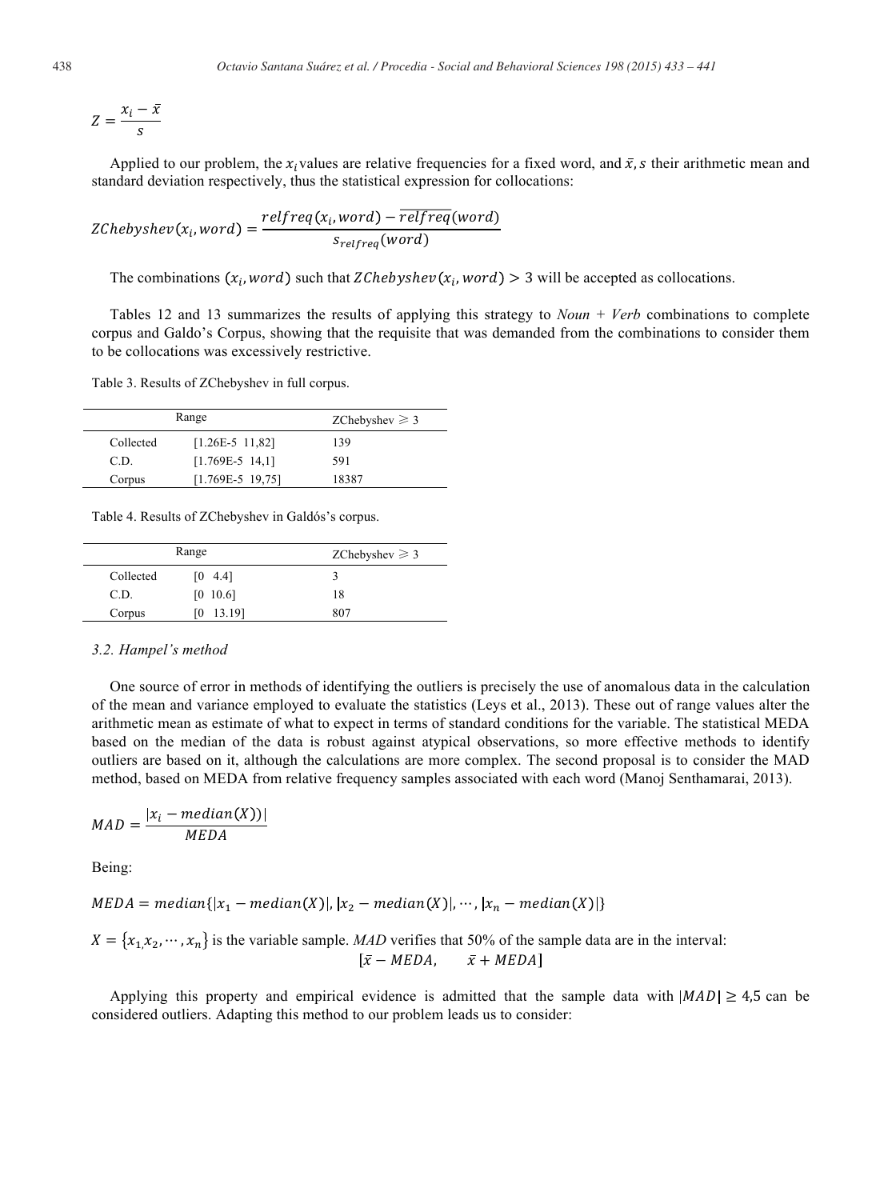$$Z = \frac{x_i - \bar{x}}{s}$$

Applied to our problem, the $x_i$ values are relative frequencies for a fixed word, and $\bar{x}, s$ their arithmetic mean and standard deviation respectively, thus the statistical expression for collocations:

$$ZChebyshev(x_i, word) = \frac{relfreq(x_i, word) - \overline{relfreq}(word)}{s_{relfreq}(word)}$$

The combinations $(x_i, word)$ such that $ZChebyshev(x_i, word) > 3$ will be accepted as collocations.

Tables 12 and 13 summarizes the results of applying this strategy to *Noun + Verb* combinations to complete corpus and Galdo's Corpus, showing that the requisite that was demanded from the combinations to consider them to be collocations was excessively restrictive.

Table 3. Results of ZChebyshev in full corpus.

| Range | | ZChebyshev $\geqslant 3$ |
|---|---|---|
| Collected | [1.26E-5 11,82] | 139 |
| C.D. | [1.769E-5 14,1] | 591 |
| Corpus | [1.769E-5 19,75] | 18387 |

Table 4. Results of ZChebyshev in Galdós's corpus.

| Range | | ZChebyshev $\geqslant 3$ |
|---|---|---|
| Collected | [0 4.4] | 3 |
| C.D. | [0 10.6] | 18 |
| Corpus | [0 13.19] | 807 |

### 3.2. Hampel's method

One source of error in methods of identifying the outliers is precisely the use of anomalous data in the calculation of the mean and variance employed to evaluate the statistics (Leys et al., 2013). These out of range values alter the arithmetic mean as estimate of what to expect in terms of standard conditions for the variable. The statistical MEDA based on the median of the data is robust against atypical observations, so more effective methods to identify outliers are based on it, although the calculations are more complex. The second proposal is to consider the MAD method, based on MEDA from relative frequency samples associated with each word (Manoj Senthamarai, 2013).

$$MAD = \frac{|x_i - median(X))|}{MEDA}$$

Being:

$$MEDA = median\{|x_1 - median(X)|, |x_2 - median(X)|, \cdots, |x_n - median(X)|\}$$

$X = \{x_1, x_2, \cdots, x_n\}$ is the variable sample. *MAD* verifies that 50% of the sample data are in the interval:

$$[\bar{x} - MEDA, \quad \bar{x} + MEDA]$$

Applying this property and empirical evidence is admitted that the sample data with $|MAD| \geq 4{,}5$ can be considered outliers. Adapting this method to our problem leads us to consider: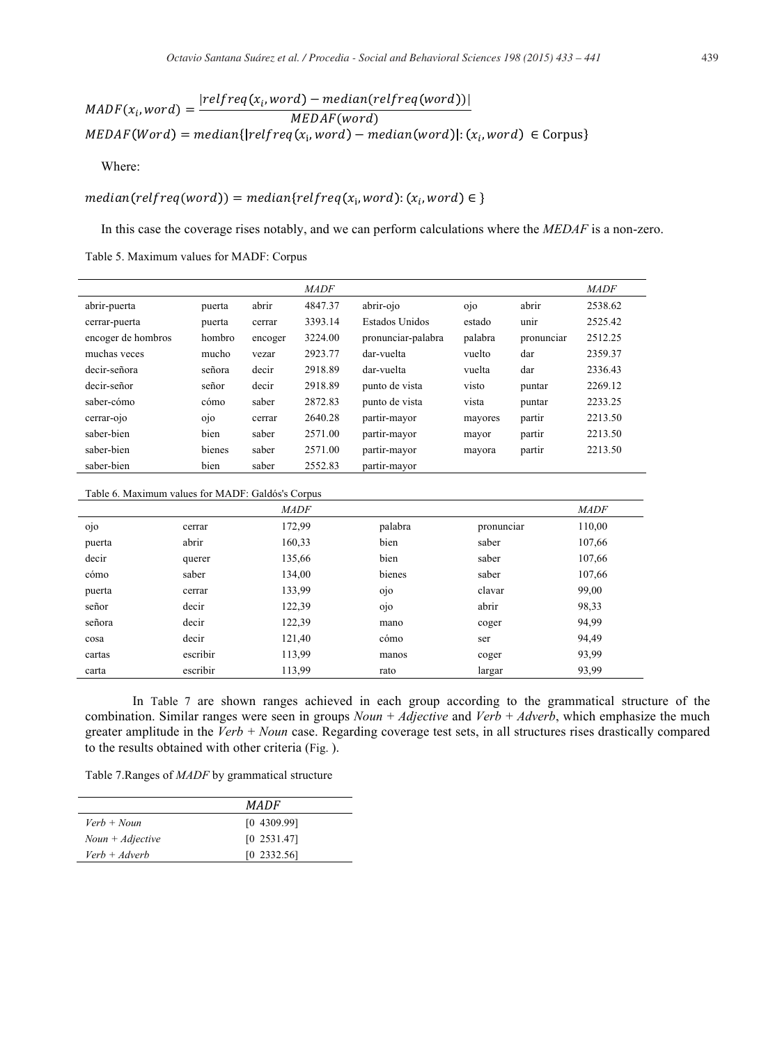$$MADF(x_i, word) = \frac{|relfreq(x_i, word) - median(relfreq(word))|}{MEDAF(word)}$$

$$MEDAF(Word) = median\{|relfreq(x_i, word) - median(word)|: (x_i, word) \in \text{Corpus}\}$$

Where:

$$median(relfreq(word)) = median\{relfreq(x_i, word): (x_i, word) \in \}$$

In this case the coverage rises notably, and we can perform calculations where the *MEDAF* is a non-zero.

Table 5. Maximum values for MADF: Corpus

| | | | *MADF* | | | | *MADF* |
|---|---|---|---|---|---|---|---|
| abrir-puerta | puerta | abrir | 4847.37 | abrir-ojo | ojo | abrir | 2538.62 |
| cerrar-puerta | puerta | cerrar | 3393.14 | Estados Unidos | estado | unir | 2525.42 |
| encoger de hombros | hombro | encoger | 3224.00 | pronunciar-palabra | palabra | pronunciar | 2512.25 |
| muchas veces | mucho | vezar | 2923.77 | dar-vuelta | vuelto | dar | 2359.37 |
| decir-señora | señora | decir | 2918.89 | dar-vuelta | vuelta | dar | 2336.43 |
| decir-señor | señor | decir | 2918.89 | punto de vista | visto | puntar | 2269.12 |
| saber-cómo | cómo | saber | 2872.83 | punto de vista | vista | puntar | 2233.25 |
| cerrar-ojo | ojo | cerrar | 2640.28 | partir-mayor | mayores | partir | 2213.50 |
| saber-bien | bien | saber | 2571.00 | partir-mayor | mayor | partir | 2213.50 |
| saber-bien | bienes | saber | 2571.00 | partir-mayor | mayora | partir | 2213.50 |
| saber-bien | bien | saber | 2552.83 | partir-mayor | | | |

Table 6. Maximum values for MADF: Galdós's Corpus

| | | *MADF* | | | *MADF* |
|---|---|---|---|---|---|
| ojo | cerrar | 172,99 | palabra | pronunciar | 110,00 |
| puerta | abrir | 160,33 | bien | saber | 107,66 |
| decir | querer | 135,66 | bien | saber | 107,66 |
| cómo | saber | 134,00 | bienes | saber | 107,66 |
| puerta | cerrar | 133,99 | ojo | clavar | 99,00 |
| señor | decir | 122,39 | ojo | abrir | 98,33 |
| señora | decir | 122,39 | mano | coger | 94,99 |
| cosa | decir | 121,40 | cómo | ser | 94,49 |
| cartas | escribir | 113,99 | manos | coger | 93,99 |
| carta | escribir | 113,99 | rato | largar | 93,99 |

In Table 7 are shown ranges achieved in each group according to the grammatical structure of the combination. Similar ranges were seen in groups *Noun + Adjective* and *Verb + Adverb*, which emphasize the much greater amplitude in the *Verb + Noun* case. Regarding coverage test sets, in all structures rises drastically compared to the results obtained with other criteria (Fig. ).

Table 7.Ranges of *MADF* by grammatical structure

| | *MADF* |
|---|---|
| *Verb + Noun* | [0 4309.99] |
| *Noun + Adjective* | [0 2531.47] |
| *Verb + Adverb* | [0 2332.56] |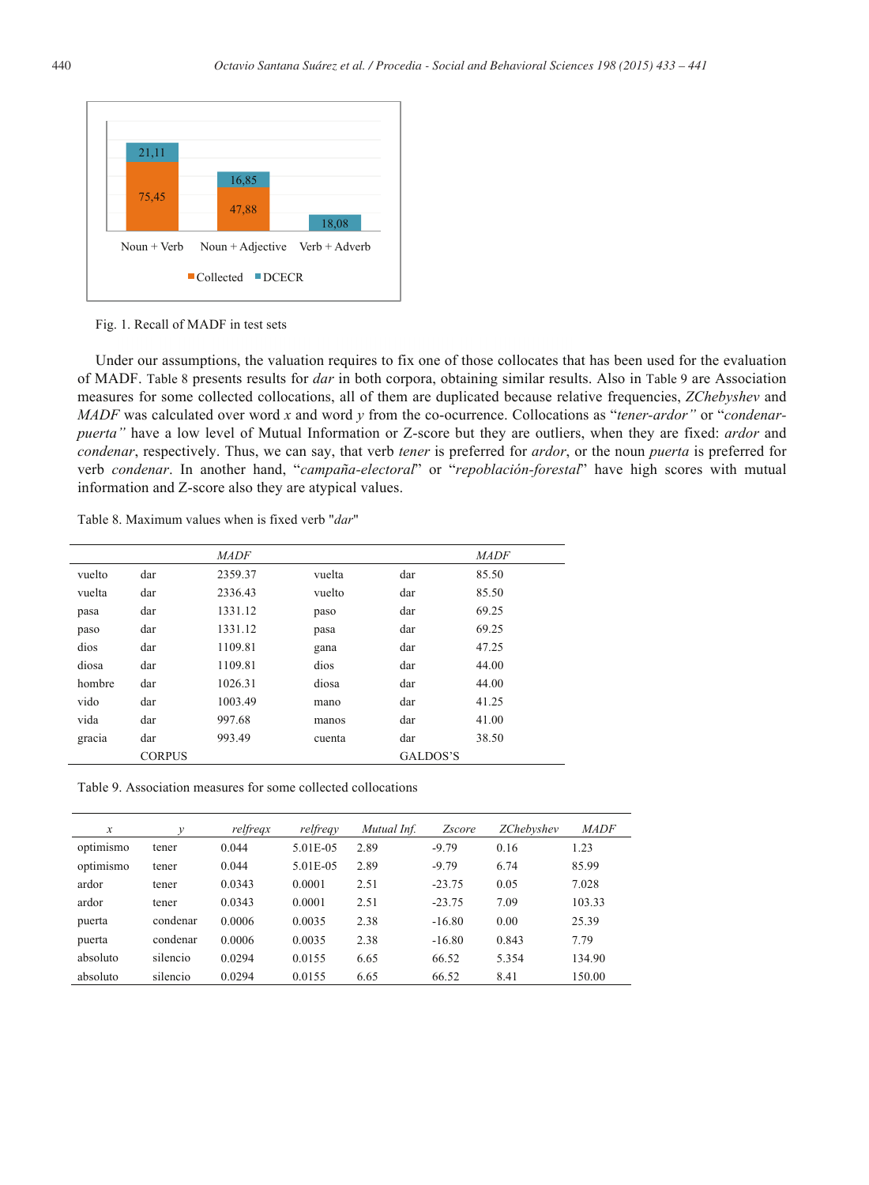Fig. 1. Recall of MADF in test sets

Under our assumptions, the valuation requires to fix one of those collocates that has been used for the evaluation of MADF. Table 8 presents results for *dar* in both corpora, obtaining similar results. Also in Table 9 are Association measures for some collected collocations, all of them are duplicated because relative frequencies, *ZChebyshev* and *MADF* was calculated over word *x* and word *y* from the co-ocurrence. Collocations as "*tener-ardor"* or "*condenar-puerta"* have a low level of Mutual Information or Z-score but they are outliers, when they are fixed: *ardor* and *condenar*, respectively. Thus, we can say, that verb *tener* is preferred for *ardor*, or the noun *puerta* is preferred for verb *condenar*. In another hand, "*campaña-electoral*" or "*repoblación-forestal*" have high scores with mutual information and Z-score also they are atypical values.

Table 8. Maximum values when is fixed verb "*dar*"

| | | *MADF* | | | *MADF* |
|---|---|---|---|---|---|
| vuelto | dar | 2359.37 | vuelta | dar | 85.50 |
| vuelta | dar | 2336.43 | vuelto | dar | 85.50 |
| pasa | dar | 1331.12 | paso | dar | 69.25 |
| paso | dar | 1331.12 | pasa | dar | 69.25 |
| dios | dar | 1109.81 | gana | dar | 47.25 |
| diosa | dar | 1109.81 | dios | dar | 44.00 |
| hombre | dar | 1026.31 | diosa | dar | 44.00 |
| vido | dar | 1003.49 | mano | dar | 41.25 |
| vida | dar | 997.68 | manos | dar | 41.00 |
| gracia | dar | 993.49 | cuenta | dar | 38.50 |
| | CORPUS | | | GALDOS'S | |

Table 9. Association measures for some collected collocations

| *x* | *y* | *relfreqx* | *relfreqy* | *Mutual Inf.* | *Zscore* | *ZChebyshev* | *MADF* |
|---|---|---|---|---|---|---|---|
| optimismo | tener | 0.044 | 5.01E-05 | 2.89 | -9.79 | 0.16 | 1.23 |
| optimismo | tener | 0.044 | 5.01E-05 | 2.89 | -9.79 | 6.74 | 85.99 |
| ardor | tener | 0.0343 | 0.0001 | 2.51 | -23.75 | 0.05 | 7.028 |
| ardor | tener | 0.0343 | 0.0001 | 2.51 | -23.75 | 7.09 | 103.33 |
| puerta | condenar | 0.0006 | 0.0035 | 2.38 | -16.80 | 0.00 | 25.39 |
| puerta | condenar | 0.0006 | 0.0035 | 2.38 | -16.80 | 0.843 | 7.79 |
| absoluto | silencio | 0.0294 | 0.0155 | 6.65 | 66.52 | 5.354 | 134.90 |
| absoluto | silencio | 0.0294 | 0.0155 | 6.65 | 66.52 | 8.41 | 150.00 |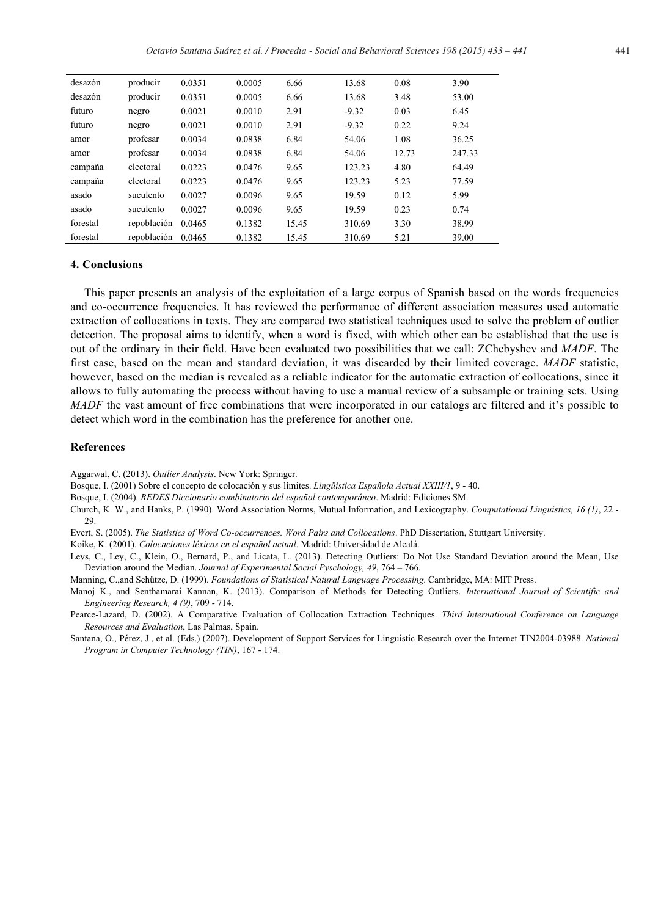| | | | | | | | |
|---|---|---|---|---|---|---|---|
| desazón | producir | 0.0351 | 0.0005 | 6.66 | 13.68 | 0.08 | 3.90 |
| desazón | producir | 0.0351 | 0.0005 | 6.66 | 13.68 | 3.48 | 53.00 |
| futuro | negro | 0.0021 | 0.0010 | 2.91 | -9.32 | 0.03 | 6.45 |
| futuro | negro | 0.0021 | 0.0010 | 2.91 | -9.32 | 0.22 | 9.24 |
| amor | profesar | 0.0034 | 0.0838 | 6.84 | 54.06 | 1.08 | 36.25 |
| amor | profesar | 0.0034 | 0.0838 | 6.84 | 54.06 | 12.73 | 247.33 |
| campaña | electoral | 0.0223 | 0.0476 | 9.65 | 123.23 | 4.80 | 64.49 |
| campaña | electoral | 0.0223 | 0.0476 | 9.65 | 123.23 | 5.23 | 77.59 |
| asado | suculento | 0.0027 | 0.0096 | 9.65 | 19.59 | 0.12 | 5.99 |
| asado | suculento | 0.0027 | 0.0096 | 9.65 | 19.59 | 0.23 | 0.74 |
| forestal | repoblación | 0.0465 | 0.1382 | 15.45 | 310.69 | 3.30 | 38.99 |
| forestal | repoblación | 0.0465 | 0.1382 | 15.45 | 310.69 | 5.21 | 39.00 |

## 4. Conclusions

This paper presents an analysis of the exploitation of a large corpus of Spanish based on the words frequencies and co-occurrence frequencies. It has reviewed the performance of different association measures used automatic extraction of collocations in texts. They are compared two statistical techniques used to solve the problem of outlier detection. The proposal aims to identify, when a word is fixed, with which other can be established that the use is out of the ordinary in their field. Have been evaluated two possibilities that we call: ZChebyshev and *MADF*. The first case, based on the mean and standard deviation, it was discarded by their limited coverage. *MADF* statistic, however, based on the median is revealed as a reliable indicator for the automatic extraction of collocations, since it allows to fully automating the process without having to use a manual review of a subsample or training sets. Using *MADF* the vast amount of free combinations that were incorporated in our catalogs are filtered and it's possible to detect which word in the combination has the preference for another one.

## References

Aggarwal, C. (2013). *Outlier Analysis*. New York: Springer.

Bosque, I. (2001) Sobre el concepto de colocación y sus límites. *Lingüística Española Actual XXIII/1*, 9 - 40.

Bosque, I. (2004). *REDES Diccionario combinatorio del español contemporáneo*. Madrid: Ediciones SM.

Church, K. W., and Hanks, P. (1990). Word Association Norms, Mutual Information, and Lexicography. *Computational Linguistics, 16 (1)*, 22 - 29.

Evert, S. (2005). *The Statistics of Word Co-occurrences. Word Pairs and Collocations*. PhD Dissertation, Stuttgart University.

Koike, K. (2001). *Colocaciones léxicas en el español actual*. Madrid: Universidad de Alcalá.

Leys, C., Ley, C., Klein, O., Bernard, P., and Licata, L. (2013). Detecting Outliers: Do Not Use Standard Deviation around the Mean, Use Deviation around the Median. *Journal of Experimental Social Pyschology, 49*, 764 – 766.

Manning, C.,and Schütze, D. (1999). *Foundations of Statistical Natural Language Processing*. Cambridge, MA: MIT Press.

Manoj K., and Senthamarai Kannan, K. (2013). Comparison of Methods for Detecting Outliers. *International Journal of Scientific and Engineering Research, 4 (9)*, 709 - 714.

Pearce-Lazard, D. (2002). A Comparative Evaluation of Collocation Extraction Techniques. *Third International Conference on Language Resources and Evaluation*, Las Palmas, Spain.

Santana, O., Pérez, J., et al. (Eds.) (2007). Development of Support Services for Linguistic Research over the Internet TIN2004-03988. *National Program in Computer Technology (TIN)*, 167 - 174.